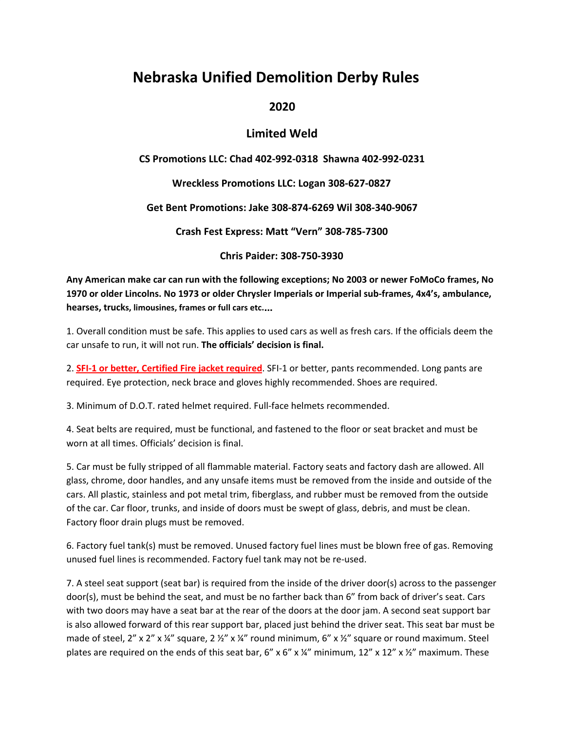# Nebraska Unified Demolition Derby Rules

## 2020

## Limited Weld

**CS Promotions LLC: Chad 402-992-0318  Shawna 402-992-0231**

**Wreckless Promotions LLC: Logan 308-627-0827**

**Get Bent Promotions: Jake 308-874-6269 Wil 308-340-9067**

**Crash Fest Express: Matt "Vern" 308-785-7300**

**Chris Paider: 308-750-3930**

**Any American make car can run with the following exceptions; No 2003 or newer FoMoCo frames, No 1970 or older Lincolns. No 1973 or older Chrysler Imperials or Imperial sub-frames, 4x4's, ambulance, hearses, trucks, limousines, frames or full cars etc....**

1. Overall condition must be safe. This applies to used cars as well as fresh cars. If the officials deem the car unsafe to run, it will not run. **The officials' decision is final.**

2. **SFI-1 or better, Certified Fire jacket required**. SFI-1 or better, pants recommended. Long pants are required. Eye protection, neck brace and gloves highly recommended. Shoes are required.

3. Minimum of D.O.T. rated helmet required. Full-face helmets recommended.

4. Seat belts are required, must be functional, and fastened to the floor or seat bracket and must be worn at all times. Officials' decision is final.

5. Car must be fully stripped of all flammable material. Factory seats and factory dash are allowed. All glass, chrome, door handles, and any unsafe items must be removed from the inside and outside of the cars. All plastic, stainless and pot metal trim, fiberglass, and rubber must be removed from the outside of the car. Car floor, trunks, and inside of doors must be swept of glass, debris, and must be clean. Factory floor drain plugs must be removed.

6. Factory fuel tank(s) must be removed. Unused factory fuel lines must be blown free of gas. Removing unused fuel lines is recommended. Factory fuel tank may not be re-used.

7. A steel seat support (seat bar) is required from the inside of the driver door(s) across to the passenger door(s), must be behind the seat, and must be no farther back than 6" from back of driver's seat. Cars with two doors may have a seat bar at the rear of the doors at the door jam. A second seat support bar is also allowed forward of this rear support bar, placed just behind the driver seat. This seat bar must be made of steel, 2" x 2" x ¼" square, 2 ½" x ¼" round minimum, 6" x ½" square or round maximum. Steel plates are required on the ends of this seat bar, 6" x 6" x ¼" minimum, 12" x 12" x ½" maximum. These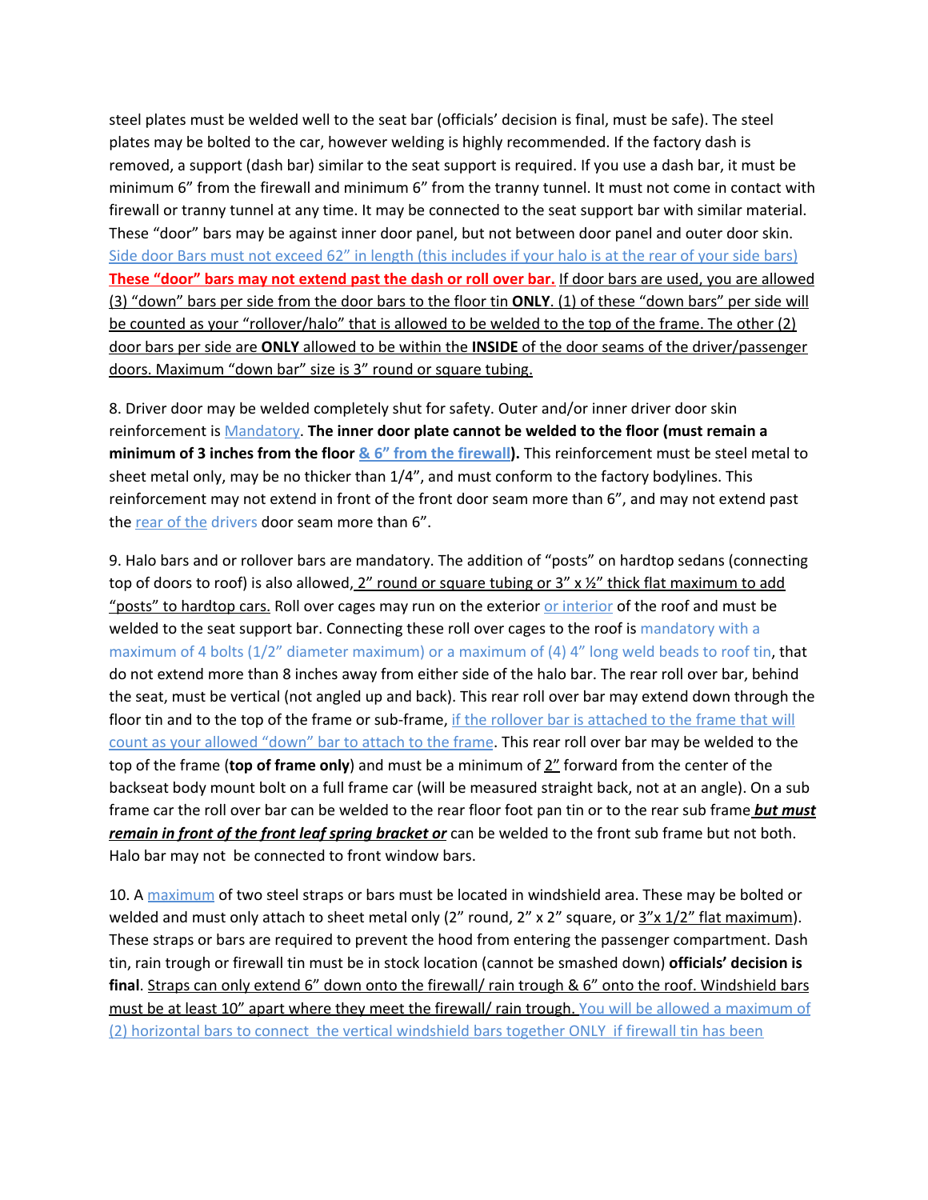steel plates must be welded well to the seat bar (officials' decision is final, must be safe). The steel plates may be bolted to the car, however welding is highly recommended. If the factory dash is removed, a support (dash bar) similar to the seat support is required. If you use a dash bar, it must be minimum 6" from the firewall and minimum 6" from the tranny tunnel. It must not come in contact with firewall or tranny tunnel at any time. It may be connected to the seat support bar with similar material. These "door" bars may be against inner door panel, but not between door panel and outer door skin. Side door Bars must not exceed 62" in length (this includes if your halo is at the rear of your side bars) **These "door" bars may not extend past the dash or roll over bar.** If door bars are used, you are allowed (3) "down" bars per side from the door bars to the floor tin **ONLY**. (1) of these "down bars" per side will be counted as your "rollover/halo" that is allowed to be welded to the top of the frame. The other (2) door bars per side are **ONLY** allowed to be within the **INSIDE** of the door seams of the driver/passenger doors. Maximum "down bar" size is 3" round or square tubing.

8. Driver door may be welded completely shut for safety. Outer and/or inner driver door skin reinforcement is Mandatory. **The inner door plate cannot be welded to the floor (must remain a minimum of 3 inches from the floor & 6" from the firewall).** This reinforcement must be steel metal to sheet metal only, may be no thicker than 1/4", and must conform to the factory bodylines. This reinforcement may not extend in front of the front door seam more than 6", and may not extend past the rear of the drivers door seam more than 6".

9. Halo bars and or rollover bars are mandatory. The addition of "posts" on hardtop sedans (connecting top of doors to roof) is also allowed, 2" round or square tubing or 3" x ½" thick flat maximum to add "posts" to hardtop cars. Roll over cages may run on the exterior or interior of the roof and must be welded to the seat support bar. Connecting these roll over cages to the roof is mandatory with a maximum of 4 bolts (1/2" diameter maximum) or a maximum of (4) 4" long weld beads to roof tin, that do not extend more than 8 inches away from either side of the halo bar. The rear roll over bar, behind the seat, must be vertical (not angled up and back). This rear roll over bar may extend down through the floor tin and to the top of the frame or sub-frame, if the rollover bar is attached to the frame that will count as your allowed "down" bar to attach to the frame. This rear roll over bar may be welded to the top of the frame (**top of frame only**) and must be a minimum of 2" forward from the center of the backseat body mount bolt on a full frame car (will be measured straight back, not at an angle). On a sub frame car the roll over bar can be welded to the rear floor foot pan tin or to the rear sub frame ***but must remain in front of the front leaf spring bracket or*** can be welded to the front sub frame but not both. Halo bar may not be connected to front window bars.

10. A maximum of two steel straps or bars must be located in windshield area. These may be bolted or welded and must only attach to sheet metal only (2" round, 2" x 2" square, or 3"x 1/2" flat maximum). These straps or bars are required to prevent the hood from entering the passenger compartment. Dash tin, rain trough or firewall tin must be in stock location (cannot be smashed down) **officials' decision is final**. Straps can only extend 6" down onto the firewall/ rain trough & 6" onto the roof. Windshield bars must be at least 10" apart where they meet the firewall/ rain trough. You will be allowed a maximum of (2) horizontal bars to connect the vertical windshield bars together ONLY if firewall tin has been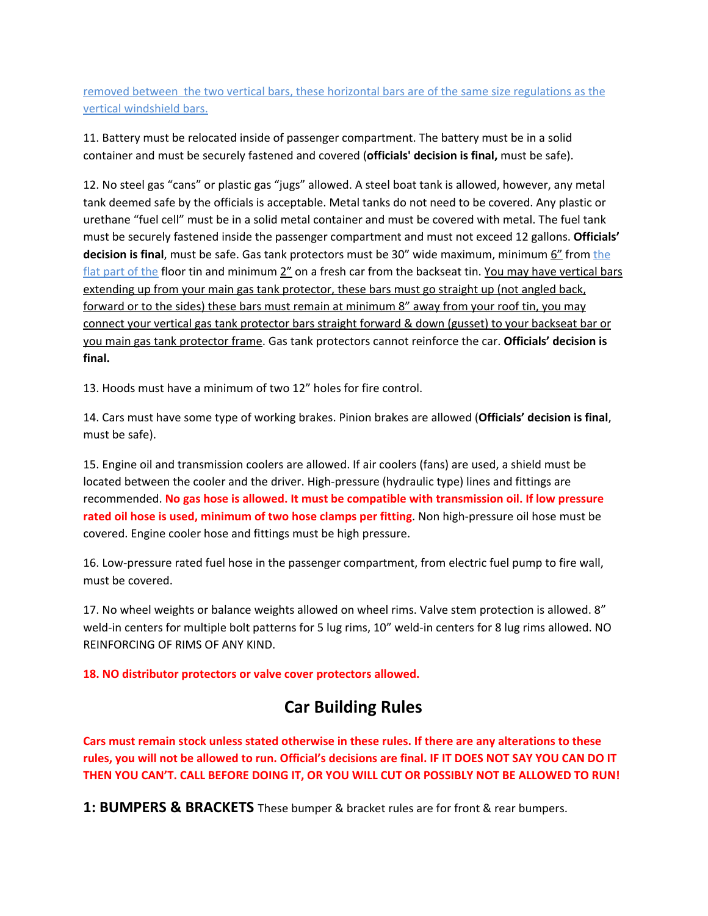removed between the two vertical bars, these horizontal bars are of the same size regulations as the vertical windshield bars.

11. Battery must be relocated inside of passenger compartment. The battery must be in a solid container and must be securely fastened and covered (**officials' decision is final,** must be safe).

12. No steel gas "cans" or plastic gas "jugs" allowed. A steel boat tank is allowed, however, any metal tank deemed safe by the officials is acceptable. Metal tanks do not need to be covered. Any plastic or urethane "fuel cell" must be in a solid metal container and must be covered with metal. The fuel tank must be securely fastened inside the passenger compartment and must not exceed 12 gallons. **Officials' decision is final**, must be safe. Gas tank protectors must be 30" wide maximum, minimum 6" from the flat part of the floor tin and minimum 2" on a fresh car from the backseat tin. You may have vertical bars extending up from your main gas tank protector, these bars must go straight up (not angled back, forward or to the sides) these bars must remain at minimum 8" away from your roof tin, you may connect your vertical gas tank protector bars straight forward & down (gusset) to your backseat bar or you main gas tank protector frame. Gas tank protectors cannot reinforce the car. **Officials' decision is final.**

13. Hoods must have a minimum of two 12" holes for fire control.

14. Cars must have some type of working brakes. Pinion brakes are allowed (**Officials' decision is final**, must be safe).

15. Engine oil and transmission coolers are allowed. If air coolers (fans) are used, a shield must be located between the cooler and the driver. High-pressure (hydraulic type) lines and fittings are recommended. **No gas hose is allowed. It must be compatible with transmission oil. If low pressure rated oil hose is used, minimum of two hose clamps per fitting**. Non high-pressure oil hose must be covered. Engine cooler hose and fittings must be high pressure.

16. Low-pressure rated fuel hose in the passenger compartment, from electric fuel pump to fire wall, must be covered.

17. No wheel weights or balance weights allowed on wheel rims. Valve stem protection is allowed. 8" weld-in centers for multiple bolt patterns for 5 lug rims, 10" weld-in centers for 8 lug rims allowed. NO REINFORCING OF RIMS OF ANY KIND.

**18. NO distributor protectors or valve cover protectors allowed.**

## Car Building Rules

**Cars must remain stock unless stated otherwise in these rules. If there are any alterations to these rules, you will not be allowed to run. Official's decisions are final. IF IT DOES NOT SAY YOU CAN DO IT THEN YOU CAN'T. CALL BEFORE DOING IT, OR YOU WILL CUT OR POSSIBLY NOT BE ALLOWED TO RUN!**

**1: BUMPERS & BRACKETS** These bumper & bracket rules are for front & rear bumpers.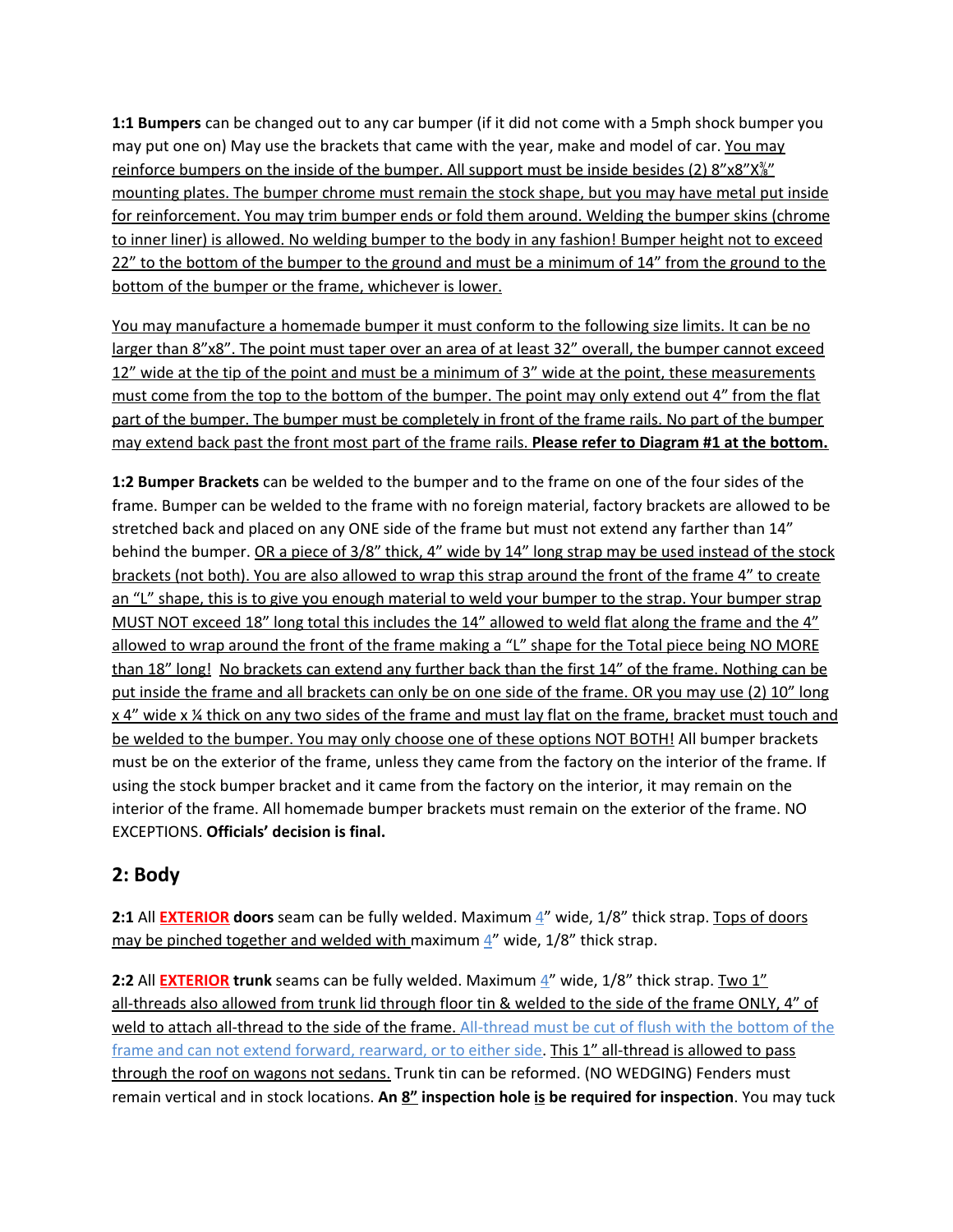**1:1 Bumpers** can be changed out to any car bumper (if it did not come with a 5mph shock bumper you may put one on) May use the brackets that came with the year, make and model of car. You may reinforce bumpers on the inside of the bumper. All support must be inside besides (2) 8"x8"X⅜" mounting plates. The bumper chrome must remain the stock shape, but you may have metal put inside for reinforcement. You may trim bumper ends or fold them around. Welding the bumper skins (chrome to inner liner) is allowed. No welding bumper to the body in any fashion! Bumper height not to exceed 22" to the bottom of the bumper to the ground and must be a minimum of 14" from the ground to the bottom of the bumper or the frame, whichever is lower.

You may manufacture a homemade bumper it must conform to the following size limits. It can be no larger than 8"x8". The point must taper over an area of at least 32" overall, the bumper cannot exceed 12" wide at the tip of the point and must be a minimum of 3" wide at the point, these measurements must come from the top to the bottom of the bumper. The point may only extend out 4" from the flat part of the bumper. The bumper must be completely in front of the frame rails. No part of the bumper may extend back past the front most part of the frame rails. **Please refer to Diagram #1 at the bottom.**

**1:2 Bumper Brackets** can be welded to the bumper and to the frame on one of the four sides of the frame. Bumper can be welded to the frame with no foreign material, factory brackets are allowed to be stretched back and placed on any ONE side of the frame but must not extend any farther than 14" behind the bumper. OR a piece of 3/8" thick, 4" wide by 14" long strap may be used instead of the stock brackets (not both). You are also allowed to wrap this strap around the front of the frame 4" to create an "L" shape, this is to give you enough material to weld your bumper to the strap. Your bumper strap MUST NOT exceed 18" long total this includes the 14" allowed to weld flat along the frame and the 4" allowed to wrap around the front of the frame making a "L" shape for the Total piece being NO MORE than 18" long! No brackets can extend any further back than the first 14" of the frame. Nothing can be put inside the frame and all brackets can only be on one side of the frame. OR you may use (2) 10" long x 4" wide x ¼ thick on any two sides of the frame and must lay flat on the frame, bracket must touch and be welded to the bumper. You may only choose one of these options NOT BOTH! All bumper brackets must be on the exterior of the frame, unless they came from the factory on the interior of the frame. If using the stock bumper bracket and it came from the factory on the interior, it may remain on the interior of the frame. All homemade bumper brackets must remain on the exterior of the frame. NO EXCEPTIONS. **Officials' decision is final.**

## 2: Body

**2:1** All **EXTERIOR doors** seam can be fully welded. Maximum 4" wide, 1/8" thick strap. Tops of doors may be pinched together and welded with maximum 4" wide, 1/8" thick strap.

**2:2** All **EXTERIOR trunk** seams can be fully welded. Maximum 4" wide, 1/8" thick strap. Two 1" all-threads also allowed from trunk lid through floor tin & welded to the side of the frame ONLY, 4" of weld to attach all-thread to the side of the frame. All-thread must be cut of flush with the bottom of the frame and can not extend forward, rearward, or to either side. This 1" all-thread is allowed to pass through the roof on wagons not sedans. Trunk tin can be reformed. (NO WEDGING) Fenders must remain vertical and in stock locations. **An 8" inspection hole is be required for inspection**. You may tuck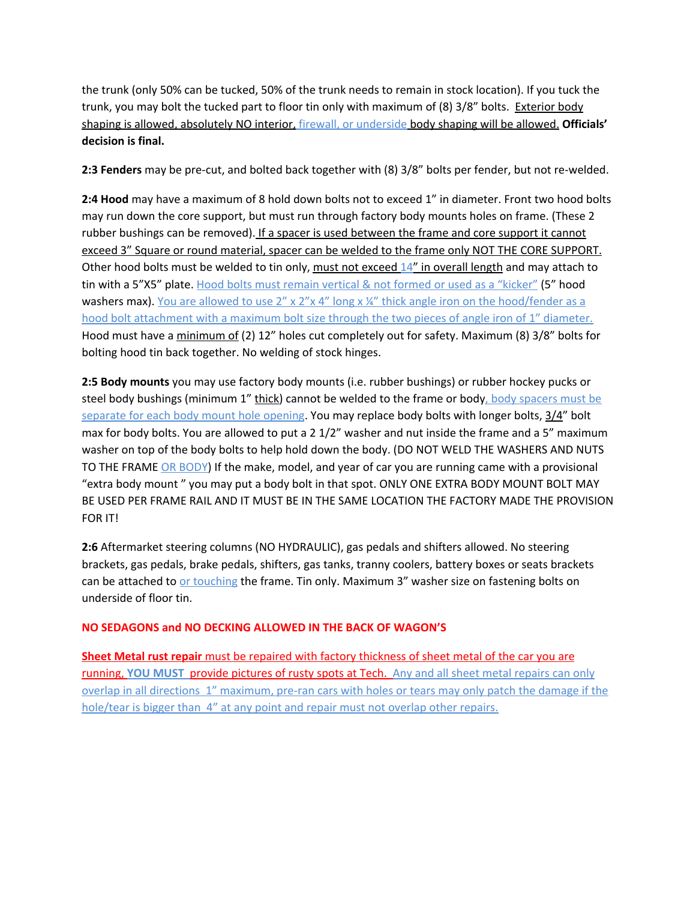the trunk (only 50% can be tucked, 50% of the trunk needs to remain in stock location). If you tuck the trunk, you may bolt the tucked part to floor tin only with maximum of (8) 3/8" bolts. Exterior body shaping is allowed, absolutely NO interior, firewall, or underside body shaping will be allowed. **Officials' decision is final.**

**2:3 Fenders** may be pre-cut, and bolted back together with (8) 3/8" bolts per fender, but not re-welded.

**2:4 Hood** may have a maximum of 8 hold down bolts not to exceed 1" in diameter. Front two hood bolts may run down the core support, but must run through factory body mounts holes on frame. (These 2 rubber bushings can be removed). If a spacer is used between the frame and core support it cannot exceed 3" Square or round material, spacer can be welded to the frame only NOT THE CORE SUPPORT. Other hood bolts must be welded to tin only, must not exceed 14" in overall length and may attach to tin with a 5"X5" plate. Hood bolts must remain vertical & not formed or used as a "kicker" (5" hood washers max). You are allowed to use 2" x 2"x 4" long x ¼" thick angle iron on the hood/fender as a hood bolt attachment with a maximum bolt size through the two pieces of angle iron of 1" diameter. Hood must have a minimum of (2) 12" holes cut completely out for safety. Maximum (8) 3/8" bolts for bolting hood tin back together. No welding of stock hinges.

**2:5 Body mounts** you may use factory body mounts (i.e. rubber bushings) or rubber hockey pucks or steel body bushings (minimum 1" thick) cannot be welded to the frame or body, body spacers must be separate for each body mount hole opening. You may replace body bolts with longer bolts, 3/4" bolt max for body bolts. You are allowed to put a 2 1/2" washer and nut inside the frame and a 5" maximum washer on top of the body bolts to help hold down the body. (DO NOT WELD THE WASHERS AND NUTS TO THE FRAME OR BODY) If the make, model, and year of car you are running came with a provisional "extra body mount " you may put a body bolt in that spot. ONLY ONE EXTRA BODY MOUNT BOLT MAY BE USED PER FRAME RAIL AND IT MUST BE IN THE SAME LOCATION THE FACTORY MADE THE PROVISION FOR IT!

**2:6** Aftermarket steering columns (NO HYDRAULIC), gas pedals and shifters allowed. No steering brackets, gas pedals, brake pedals, shifters, gas tanks, tranny coolers, battery boxes or seats brackets can be attached to or touching the frame. Tin only. Maximum 3" washer size on fastening bolts on underside of floor tin.

**NO SEDAGONS and NO DECKING ALLOWED IN THE BACK OF WAGON'S**

**Sheet Metal rust repair** must be repaired with factory thickness of sheet metal of the car you are running, **YOU MUST** provide pictures of rusty spots at Tech. Any and all sheet metal repairs can only overlap in all directions 1" maximum, pre-ran cars with holes or tears may only patch the damage if the hole/tear is bigger than 4" at any point and repair must not overlap other repairs.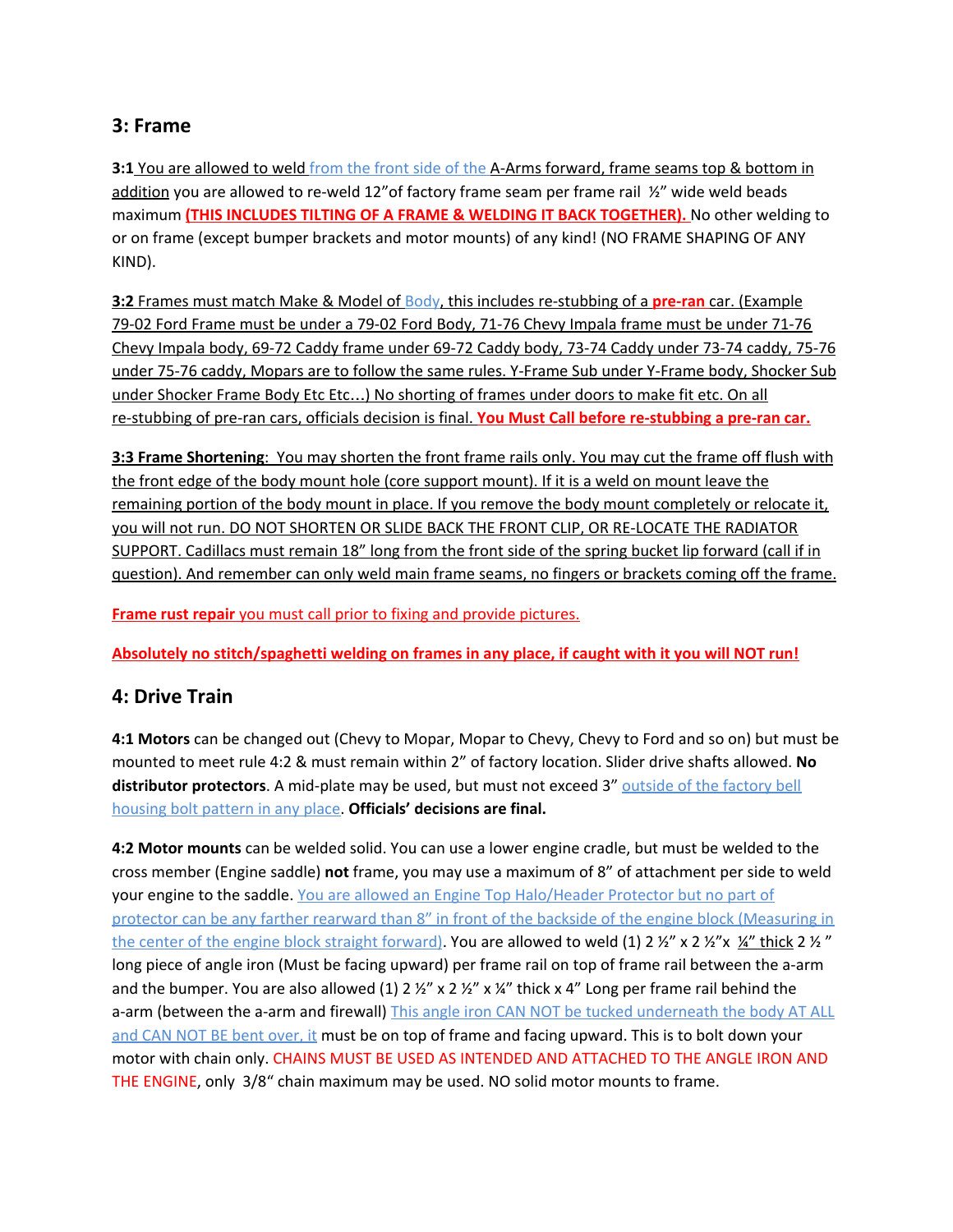## 3: Frame

**3:1** You are allowed to weld from the front side of the A-Arms forward, frame seams top & bottom in addition you are allowed to re-weld 12"of factory frame seam per frame rail ½" wide weld beads maximum **(THIS INCLUDES TILTING OF A FRAME & WELDING IT BACK TOGETHER).** No other welding to or on frame (except bumper brackets and motor mounts) of any kind! (NO FRAME SHAPING OF ANY KIND).

**3:2** Frames must match Make & Model of Body, this includes re-stubbing of a **pre-ran** car. (Example 79-02 Ford Frame must be under a 79-02 Ford Body, 71-76 Chevy Impala frame must be under 71-76 Chevy Impala body, 69-72 Caddy frame under 69-72 Caddy body, 73-74 Caddy under 73-74 caddy, 75-76 under 75-76 caddy, Mopars are to follow the same rules. Y-Frame Sub under Y-Frame body, Shocker Sub under Shocker Frame Body Etc Etc…) No shorting of frames under doors to make fit etc. On all re-stubbing of pre-ran cars, officials decision is final. **You Must Call before re-stubbing a pre-ran car.**

**3:3 Frame Shortening**: You may shorten the front frame rails only. You may cut the frame off flush with the front edge of the body mount hole (core support mount). If it is a weld on mount leave the remaining portion of the body mount in place. If you remove the body mount completely or relocate it, you will not run. DO NOT SHORTEN OR SLIDE BACK THE FRONT CLIP, OR RE-LOCATE THE RADIATOR SUPPORT. Cadillacs must remain 18" long from the front side of the spring bucket lip forward (call if in question). And remember can only weld main frame seams, no fingers or brackets coming off the frame.

**Frame rust repair** you must call prior to fixing and provide pictures.

**Absolutely no stitch/spaghetti welding on frames in any place, if caught with it you will NOT run!**

## 4: Drive Train

**4:1 Motors** can be changed out (Chevy to Mopar, Mopar to Chevy, Chevy to Ford and so on) but must be mounted to meet rule 4:2 & must remain within 2" of factory location. Slider drive shafts allowed. **No distributor protectors**. A mid-plate may be used, but must not exceed 3" outside of the factory bell housing bolt pattern in any place. **Officials' decisions are final.**

**4:2 Motor mounts** can be welded solid. You can use a lower engine cradle, but must be welded to the cross member (Engine saddle) **not** frame, you may use a maximum of 8" of attachment per side to weld your engine to the saddle. You are allowed an Engine Top Halo/Header Protector but no part of protector can be any farther rearward than 8" in front of the backside of the engine block (Measuring in the center of the engine block straight forward). You are allowed to weld (1) 2 ½" x 2 ½"x ¼" thick 2 ½ " long piece of angle iron (Must be facing upward) per frame rail on top of frame rail between the a-arm and the bumper. You are also allowed (1) 2 ½" x 2 ½" x ¼" thick x 4" Long per frame rail behind the a-arm (between the a-arm and firewall) This angle iron CAN NOT be tucked underneath the body AT ALL and CAN NOT BE bent over, it must be on top of frame and facing upward. This is to bolt down your motor with chain only. CHAINS MUST BE USED AS INTENDED AND ATTACHED TO THE ANGLE IRON AND THE ENGINE, only 3/8" chain maximum may be used. NO solid motor mounts to frame.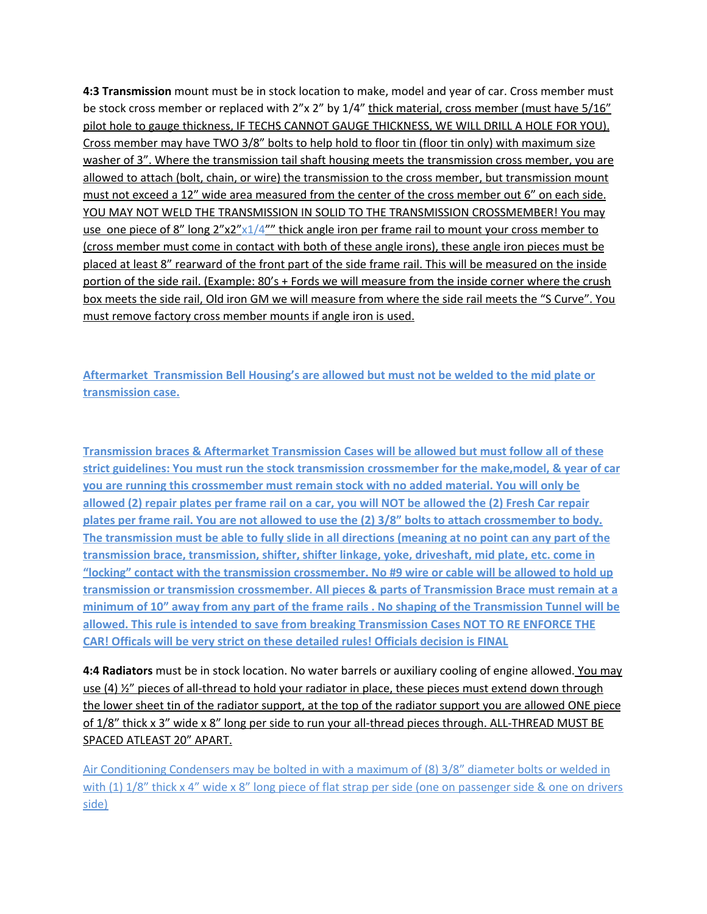**4:3 Transmission** mount must be in stock location to make, model and year of car. Cross member must be stock cross member or replaced with 2"x 2" by 1/4" thick material, cross member (must have 5/16" pilot hole to gauge thickness, IF TECHS CANNOT GAUGE THICKNESS, WE WILL DRILL A HOLE FOR YOU). Cross member may have TWO 3/8" bolts to help hold to floor tin (floor tin only) with maximum size washer of 3". Where the transmission tail shaft housing meets the transmission cross member, you are allowed to attach (bolt, chain, or wire) the transmission to the cross member, but transmission mount must not exceed a 12" wide area measured from the center of the cross member out 6" on each side. YOU MAY NOT WELD THE TRANSMISSION IN SOLID TO THE TRANSMISSION CROSSMEMBER! You may use one piece of 8" long 2"x2"x1/4"" thick angle iron per frame rail to mount your cross member to (cross member must come in contact with both of these angle irons), these angle iron pieces must be placed at least 8" rearward of the front part of the side frame rail. This will be measured on the inside portion of the side rail. (Example: 80's + Fords we will measure from the inside corner where the crush box meets the side rail, Old iron GM we will measure from where the side rail meets the "S Curve". You must remove factory cross member mounts if angle iron is used.

**Aftermarket Transmission Bell Housing's are allowed but must not be welded to the mid plate or transmission case.**

**Transmission braces & Aftermarket Transmission Cases will be allowed but must follow all of these strict guidelines: You must run the stock transmission crossmember for the make,model, & year of car you are running this crossmember must remain stock with no added material. You will only be allowed (2) repair plates per frame rail on a car, you will NOT be allowed the (2) Fresh Car repair plates per frame rail. You are not allowed to use the (2) 3/8" bolts to attach crossmember to body. The transmission must be able to fully slide in all directions (meaning at no point can any part of the transmission brace, transmission, shifter, shifter linkage, yoke, driveshaft, mid plate, etc. come in "locking" contact with the transmission crossmember. No #9 wire or cable will be allowed to hold up transmission or transmission crossmember. All pieces & parts of Transmission Brace must remain at a minimum of 10" away from any part of the frame rails . No shaping of the Transmission Tunnel will be allowed. This rule is intended to save from breaking Transmission Cases NOT TO RE ENFORCE THE CAR! Officals will be very strict on these detailed rules! Officials decision is FINAL**

**4:4 Radiators** must be in stock location. No water barrels or auxiliary cooling of engine allowed. You may use (4) ½" pieces of all-thread to hold your radiator in place, these pieces must extend down through the lower sheet tin of the radiator support, at the top of the radiator support you are allowed ONE piece of 1/8" thick x 3" wide x 8" long per side to run your all-thread pieces through. ALL-THREAD MUST BE SPACED ATLEAST 20" APART.

Air Conditioning Condensers may be bolted in with a maximum of (8) 3/8" diameter bolts or welded in with (1) 1/8" thick x 4" wide x 8" long piece of flat strap per side (one on passenger side & one on drivers side)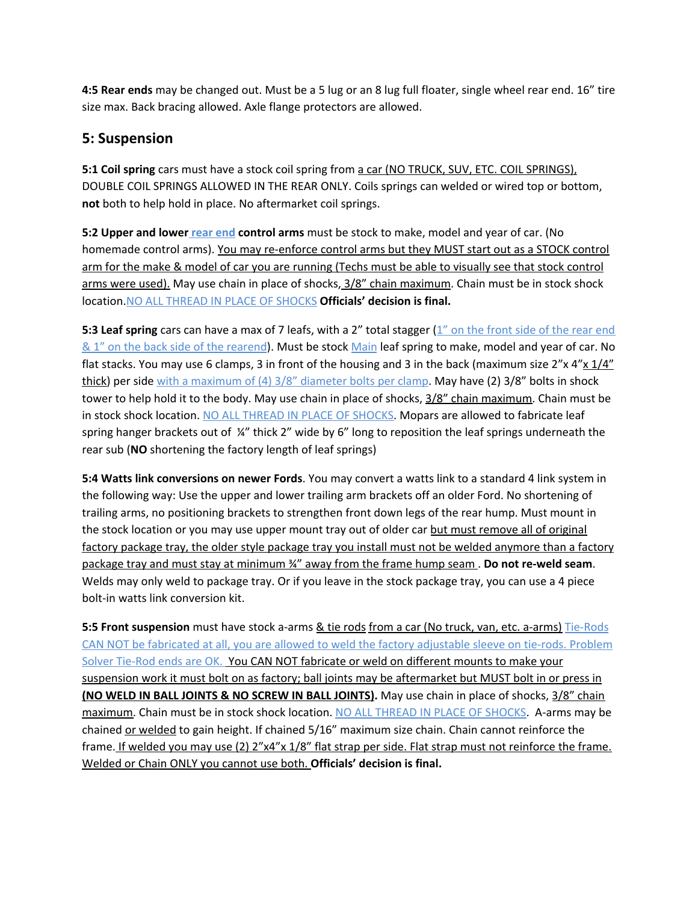**4:5 Rear ends** may be changed out. Must be a 5 lug or an 8 lug full floater, single wheel rear end. 16" tire size max. Back bracing allowed. Axle flange protectors are allowed.

## 5: Suspension

**5:1 Coil spring** cars must have a stock coil spring from a car (NO TRUCK, SUV, ETC. COIL SPRINGS), DOUBLE COIL SPRINGS ALLOWED IN THE REAR ONLY. Coils springs can welded or wired top or bottom, **not** both to help hold in place. No aftermarket coil springs.

**5:2 Upper and lower rear end control arms** must be stock to make, model and year of car. (No homemade control arms). You may re-enforce control arms but they MUST start out as a STOCK control arm for the make & model of car you are running (Techs must be able to visually see that stock control arms were used). May use chain in place of shocks, 3/8" chain maximum. Chain must be in stock shock location. NO ALL THREAD IN PLACE OF SHOCKS **Officials' decision is final.**

**5:3 Leaf spring** cars can have a max of 7 leafs, with a 2" total stagger (1" on the front side of the rear end & 1" on the back side of the rearend). Must be stock Main leaf spring to make, model and year of car. No flat stacks. You may use 6 clamps, 3 in front of the housing and 3 in the back (maximum size 2"x 4"x 1/4" thick) per side with a maximum of (4) 3/8" diameter bolts per clamp. May have (2) 3/8" bolts in shock tower to help hold it to the body. May use chain in place of shocks, 3/8" chain maximum. Chain must be in stock shock location. NO ALL THREAD IN PLACE OF SHOCKS. Mopars are allowed to fabricate leaf spring hanger brackets out of ¼" thick 2" wide by 6" long to reposition the leaf springs underneath the rear sub (**NO** shortening the factory length of leaf springs)

**5:4 Watts link conversions on newer Fords**. You may convert a watts link to a standard 4 link system in the following way: Use the upper and lower trailing arm brackets off an older Ford. No shortening of trailing arms, no positioning brackets to strengthen front down legs of the rear hump. Must mount in the stock location or you may use upper mount tray out of older car but must remove all of original factory package tray, the older style package tray you install must not be welded anymore than a factory package tray and must stay at minimum ¾" away from the frame hump seam . **Do not re-weld seam**. Welds may only weld to package tray. Or if you leave in the stock package tray, you can use a 4 piece bolt-in watts link conversion kit.

**5:5 Front suspension** must have stock a-arms & tie rods from a car (No truck, van, etc. a-arms) Tie-Rods CAN NOT be fabricated at all, you are allowed to weld the factory adjustable sleeve on tie-rods. Problem Solver Tie-Rod ends are OK. You CAN NOT fabricate or weld on different mounts to make your suspension work it must bolt on as factory; ball joints may be aftermarket but MUST bolt in or press in **(NO WELD IN BALL JOINTS & NO SCREW IN BALL JOINTS).** May use chain in place of shocks, 3/8" chain maximum. Chain must be in stock shock location. NO ALL THREAD IN PLACE OF SHOCKS. A-arms may be chained or welded to gain height. If chained 5/16" maximum size chain. Chain cannot reinforce the frame. If welded you may use (2) 2"x4"x 1/8" flat strap per side. Flat strap must not reinforce the frame. Welded or Chain ONLY you cannot use both. **Officials' decision is final.**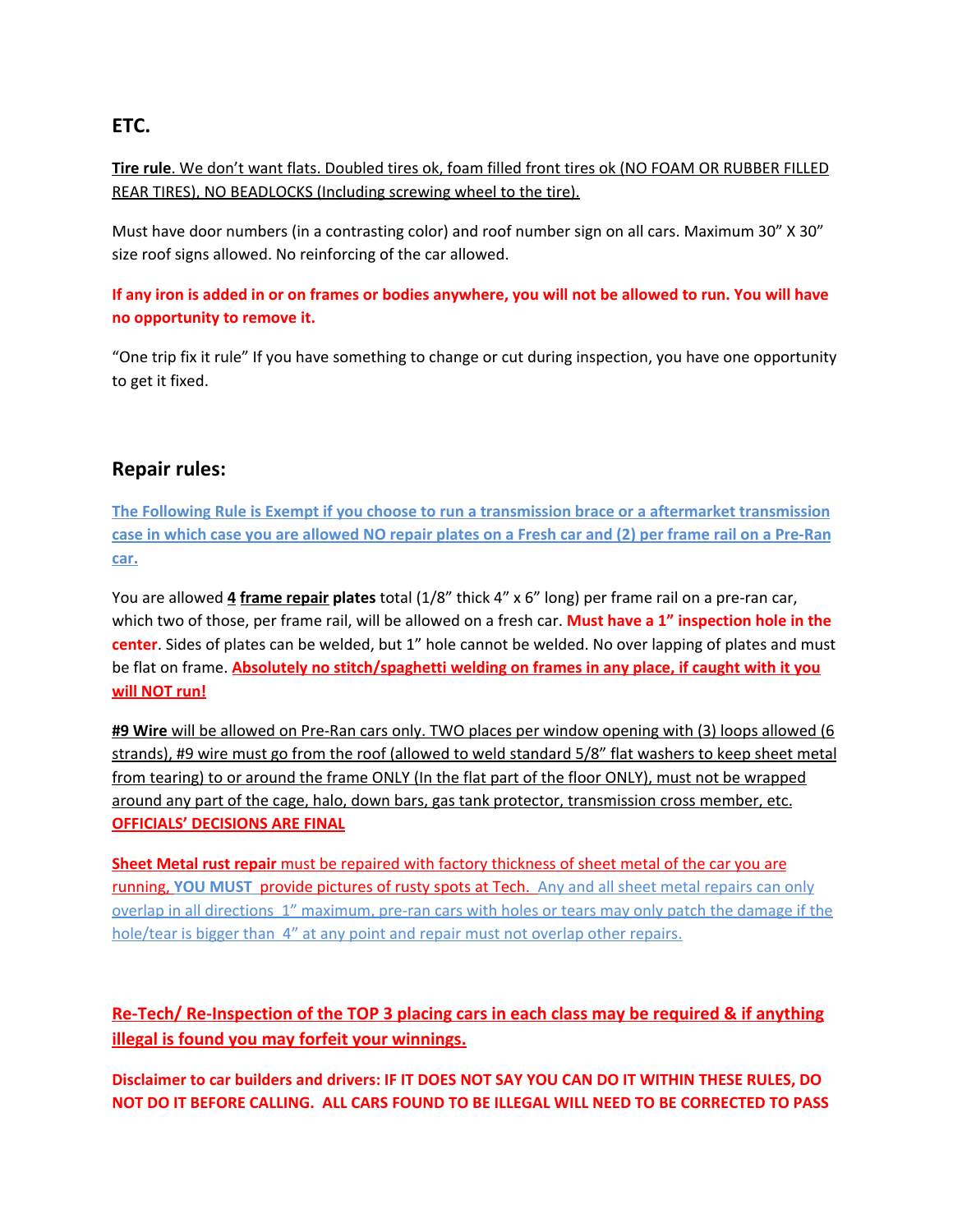## ETC.

**Tire rule**. We don't want flats. Doubled tires ok, foam filled front tires ok (NO FOAM OR RUBBER FILLED REAR TIRES), NO BEADLOCKS (Including screwing wheel to the tire).

Must have door numbers (in a contrasting color) and roof number sign on all cars. Maximum 30" X 30" size roof signs allowed. No reinforcing of the car allowed.

**If any iron is added in or on frames or bodies anywhere, you will not be allowed to run. You will have no opportunity to remove it.**

"One trip fix it rule" If you have something to change or cut during inspection, you have one opportunity to get it fixed.

## Repair rules:

**The Following Rule is Exempt if you choose to run a transmission brace or a aftermarket transmission case in which case you are allowed NO repair plates on a Fresh car and (2) per frame rail on a Pre-Ran car.**

You are allowed **4 frame repair plates** total (1/8" thick 4" x 6" long) per frame rail on a pre-ran car, which two of those, per frame rail, will be allowed on a fresh car. **Must have a 1" inspection hole in the center**. Sides of plates can be welded, but 1" hole cannot be welded. No over lapping of plates and must be flat on frame. **Absolutely no stitch/spaghetti welding on frames in any place, if caught with it you will NOT run!**

**#9 Wire** will be allowed on Pre-Ran cars only. TWO places per window opening with (3) loops allowed (6 strands), #9 wire must go from the roof (allowed to weld standard 5/8" flat washers to keep sheet metal from tearing) to or around the frame ONLY (In the flat part of the floor ONLY), must not be wrapped around any part of the cage, halo, down bars, gas tank protector, transmission cross member, etc. **OFFICIALS' DECISIONS ARE FINAL**

**Sheet Metal rust repair** must be repaired with factory thickness of sheet metal of the car you are running, **YOU MUST** provide pictures of rusty spots at Tech. Any and all sheet metal repairs can only overlap in all directions 1" maximum, pre-ran cars with holes or tears may only patch the damage if the hole/tear is bigger than 4" at any point and repair must not overlap other repairs.

**Re-Tech/ Re-Inspection of the TOP 3 placing cars in each class may be required & if anything illegal is found you may forfeit your winnings.**

**Disclaimer to car builders and drivers: IF IT DOES NOT SAY YOU CAN DO IT WITHIN THESE RULES, DO NOT DO IT BEFORE CALLING. ALL CARS FOUND TO BE ILLEGAL WILL NEED TO BE CORRECTED TO PASS**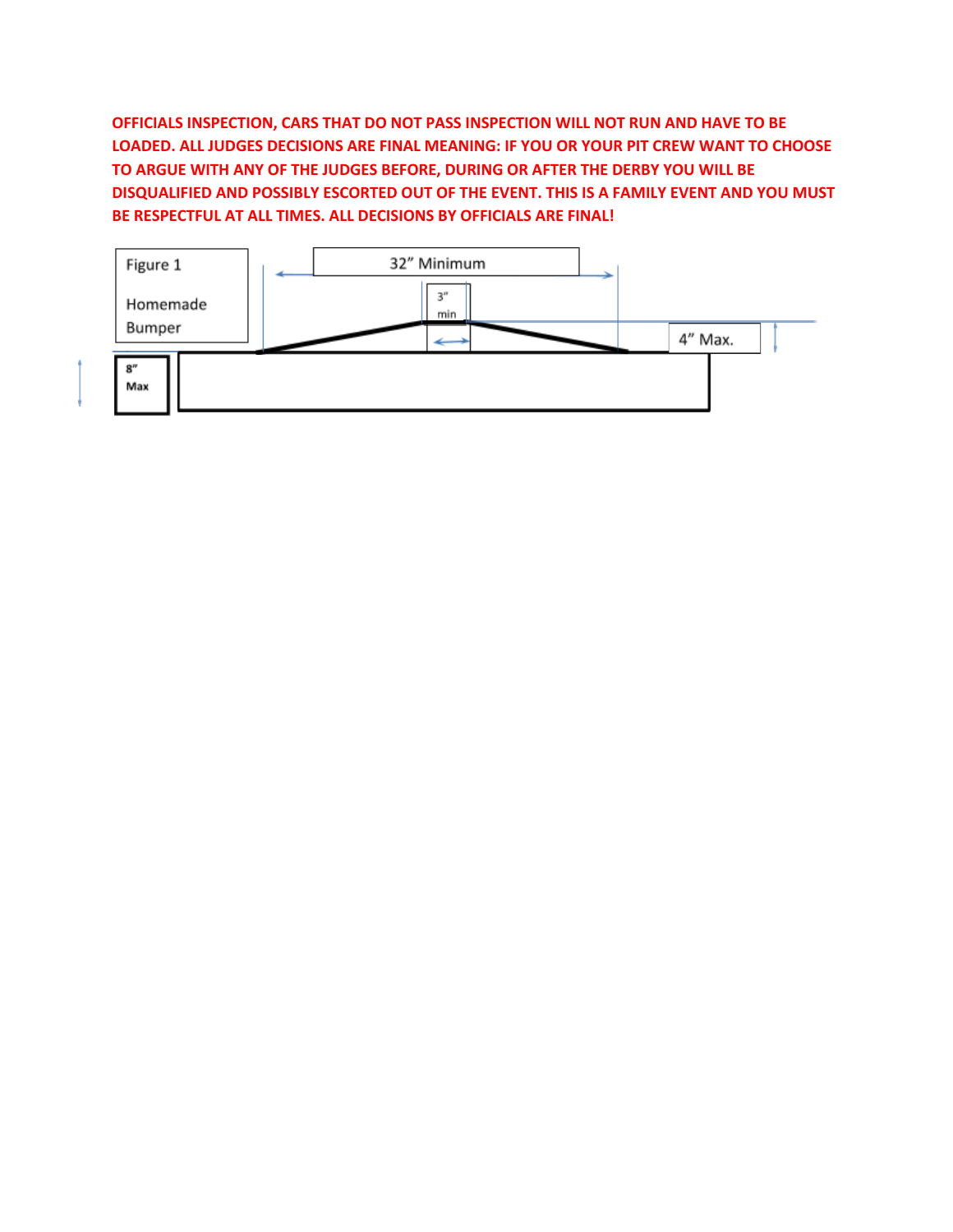**OFFICIALS INSPECTION, CARS THAT DO NOT PASS INSPECTION WILL NOT RUN AND HAVE TO BE LOADED. ALL JUDGES DECISIONS ARE FINAL MEANING: IF YOU OR YOUR PIT CREW WANT TO CHOOSE TO ARGUE WITH ANY OF THE JUDGES BEFORE, DURING OR AFTER THE DERBY YOU WILL BE DISQUALIFIED AND POSSIBLY ESCORTED OUT OF THE EVENT. THIS IS A FAMILY EVENT AND YOU MUST BE RESPECTFUL AT ALL TIMES. ALL DECISIONS BY OFFICIALS ARE FINAL!**

Figure 1

Homemade Bumper

32" Minimum

3" min

4" Max.

8" Max